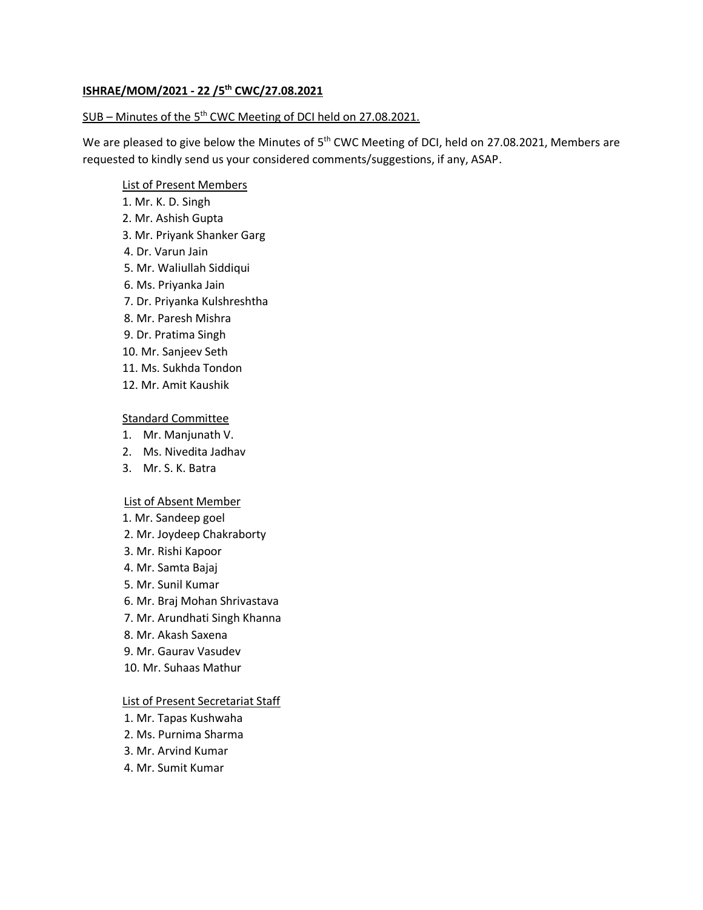**ISHRAE/MOM/2021 - 22 /5th CWC/27.08.2021**

SUB – Minutes of the 5th CWC Meeting of DCI held on 27.08.2021.

We are pleased to give below the Minutes of 5th CWC Meeting of DCI, held on 27.08.2021, Members are requested to kindly send us your considered comments/suggestions, if any, ASAP.

List of Present Members

1. Mr. K. D. Singh
2. Mr. Ashish Gupta
3. Mr. Priyank Shanker Garg
4. Dr. Varun Jain
5. Mr. Waliullah Siddiqui
6. Ms. Priyanka Jain
7. Dr. Priyanka Kulshreshtha
8. Mr. Paresh Mishra
9. Dr. Pratima Singh
10. Mr. Sanjeev Seth
11. Ms. Sukhda Tondon
12. Mr. Amit Kaushik

Standard Committee

1. Mr. Manjunath V.
2. Ms. Nivedita Jadhav
3. Mr. S. K. Batra

List of Absent Member

1. Mr. Sandeep goel
2. Mr. Joydeep Chakraborty
3. Mr. Rishi Kapoor
4. Mr. Samta Bajaj
5. Mr. Sunil Kumar
6. Mr. Braj Mohan Shrivastava
7. Mr. Arundhati Singh Khanna
8. Mr. Akash Saxena
9. Mr. Gaurav Vasudev
10. Mr. Suhaas Mathur

List of Present Secretariat Staff

1. Mr. Tapas Kushwaha
2. Ms. Purnima Sharma
3. Mr. Arvind Kumar
4. Mr. Sumit Kumar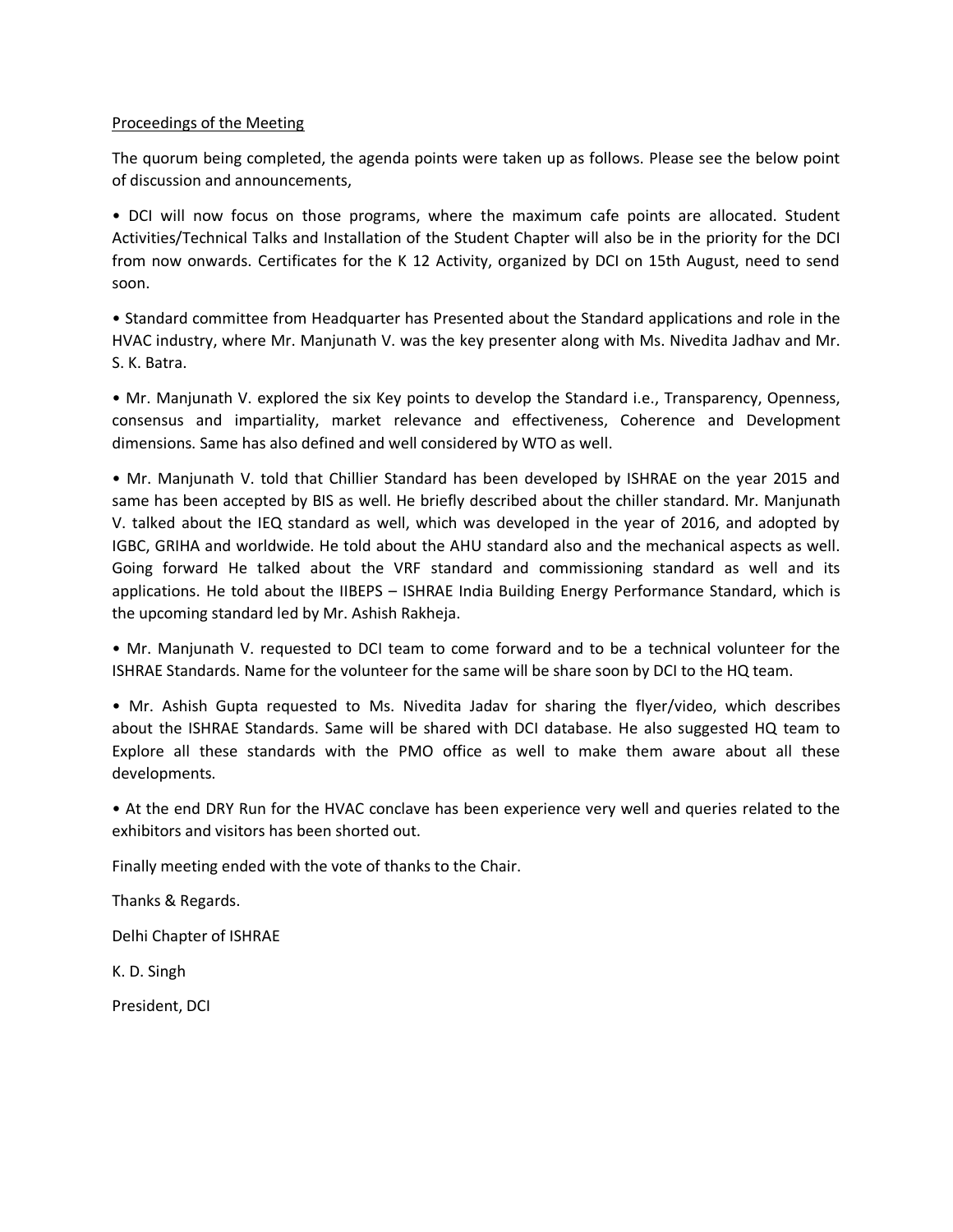Proceedings of the Meeting

The quorum being completed, the agenda points were taken up as follows. Please see the below point of discussion and announcements,

• DCI will now focus on those programs, where the maximum cafe points are allocated. Student Activities/Technical Talks and Installation of the Student Chapter will also be in the priority for the DCI from now onwards. Certificates for the K 12 Activity, organized by DCI on 15th August, need to send soon.

• Standard committee from Headquarter has Presented about the Standard applications and role in the HVAC industry, where Mr. Manjunath V. was the key presenter along with Ms. Nivedita Jadhav and Mr. S. K. Batra.

• Mr. Manjunath V. explored the six Key points to develop the Standard i.e., Transparency, Openness, consensus and impartiality, market relevance and effectiveness, Coherence and Development dimensions. Same has also defined and well considered by WTO as well.

• Mr. Manjunath V. told that Chillier Standard has been developed by ISHRAE on the year 2015 and same has been accepted by BIS as well. He briefly described about the chiller standard. Mr. Manjunath V. talked about the IEQ standard as well, which was developed in the year of 2016, and adopted by IGBC, GRIHA and worldwide. He told about the AHU standard also and the mechanical aspects as well. Going forward He talked about the VRF standard and commissioning standard as well and its applications. He told about the IIBEPS – ISHRAE India Building Energy Performance Standard, which is the upcoming standard led by Mr. Ashish Rakheja.

• Mr. Manjunath V. requested to DCI team to come forward and to be a technical volunteer for the ISHRAE Standards. Name for the volunteer for the same will be share soon by DCI to the HQ team.

• Mr. Ashish Gupta requested to Ms. Nivedita Jadav for sharing the flyer/video, which describes about the ISHRAE Standards. Same will be shared with DCI database. He also suggested HQ team to Explore all these standards with the PMO office as well to make them aware about all these developments.

• At the end DRY Run for the HVAC conclave has been experience very well and queries related to the exhibitors and visitors has been shorted out.

Finally meeting ended with the vote of thanks to the Chair.

Thanks & Regards.

Delhi Chapter of ISHRAE

K. D. Singh

President, DCI